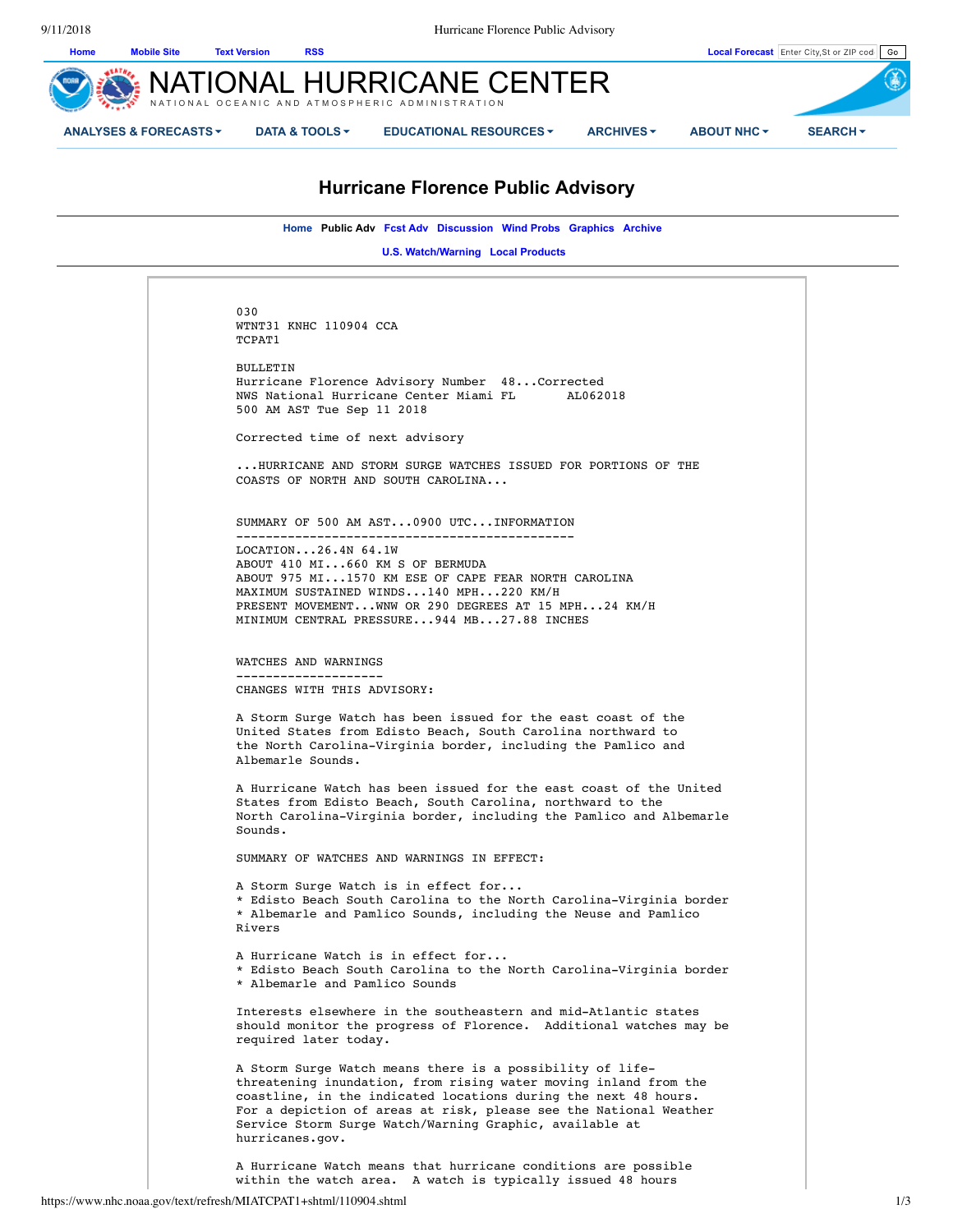# NATIONAL HURRICANE CENTER

NATIONAL OCEANIC AND ATMOSPHERIC ADMINISTRATION

ANALYSES & FORECASTS | DATA & TOOLS | EDUCATIONAL RESOURCES | ARCHIVES | ABOUT NHC | SEARCH

## Hurricane Florence Public Advisory

Home | Public Adv | Fcst Adv | Discussion | Wind Probs | Graphics | Archive

U.S. Watch/Warning | Local Products

```
030
WTNT31 KNHC 110904 CCA
TCPAT1

BULLETIN
Hurricane Florence Advisory Number  48...Corrected
NWS National Hurricane Center Miami FL       AL062018
500 AM AST Tue Sep 11 2018

Corrected time of next advisory

...HURRICANE AND STORM SURGE WATCHES ISSUED FOR PORTIONS OF THE
COASTS OF NORTH AND SOUTH CAROLINA...


SUMMARY OF 500 AM AST...0900 UTC...INFORMATION
----------------------------------------------
LOCATION...26.4N 64.1W
ABOUT 410 MI...660 KM S OF BERMUDA
ABOUT 975 MI...1570 KM ESE OF CAPE FEAR NORTH CAROLINA
MAXIMUM SUSTAINED WINDS...140 MPH...220 KM/H
PRESENT MOVEMENT...WNW OR 290 DEGREES AT 15 MPH...24 KM/H
MINIMUM CENTRAL PRESSURE...944 MB...27.88 INCHES


WATCHES AND WARNINGS
--------------------
CHANGES WITH THIS ADVISORY:

A Storm Surge Watch has been issued for the east coast of the
United States from Edisto Beach, South Carolina northward to
the North Carolina-Virginia border, including the Pamlico and
Albemarle Sounds.

A Hurricane Watch has been issued for the east coast of the United
States from Edisto Beach, South Carolina, northward to the
North Carolina-Virginia border, including the Pamlico and Albemarle
Sounds.

SUMMARY OF WATCHES AND WARNINGS IN EFFECT:

A Storm Surge Watch is in effect for...
* Edisto Beach South Carolina to the North Carolina-Virginia border
* Albemarle and Pamlico Sounds, including the Neuse and Pamlico
Rivers

A Hurricane Watch is in effect for...
* Edisto Beach South Carolina to the North Carolina-Virginia border
* Albemarle and Pamlico Sounds

Interests elsewhere in the southeastern and mid-Atlantic states
should monitor the progress of Florence.  Additional watches may be
required later today.

A Storm Surge Watch means there is a possibility of life-
threatening inundation, from rising water moving inland from the
coastline, in the indicated locations during the next 48 hours.
For a depiction of areas at risk, please see the National Weather
Service Storm Surge Watch/Warning Graphic, available at
hurricanes.gov.

A Hurricane Watch means that hurricane conditions are possible
within the watch area.  A watch is typically issued 48 hours
```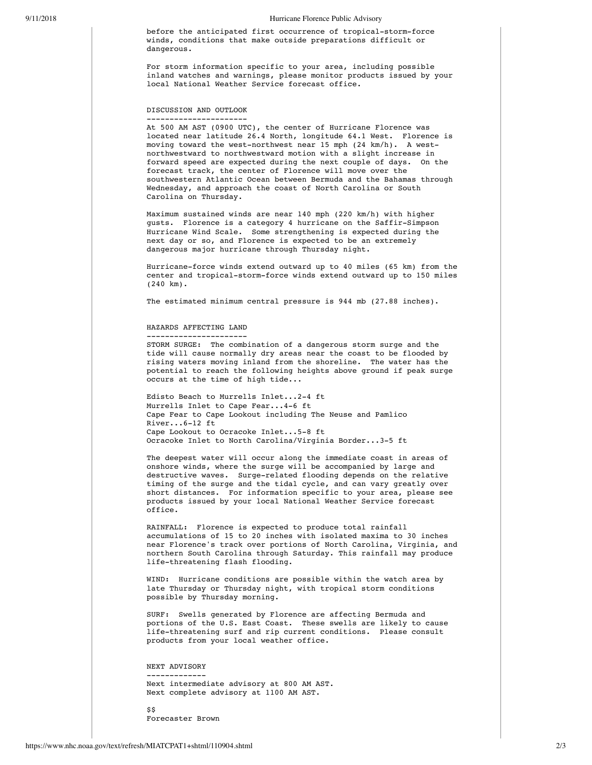before the anticipated first occurrence of tropical-storm-force winds, conditions that make outside preparations difficult or dangerous.

For storm information specific to your area, including possible inland watches and warnings, please monitor products issued by your local National Weather Service forecast office.

## DISCUSSION AND OUTLOOK

At 500 AM AST (0900 UTC), the center of Hurricane Florence was located near latitude 26.4 North, longitude 64.1 West. Florence is moving toward the west-northwest near 15 mph (24 km/h). A west-northwestward to northwestward motion with a slight increase in forward speed are expected during the next couple of days. On the forecast track, the center of Florence will move over the southwestern Atlantic Ocean between Bermuda and the Bahamas through Wednesday, and approach the coast of North Carolina or South Carolina on Thursday.

Maximum sustained winds are near 140 mph (220 km/h) with higher gusts. Florence is a category 4 hurricane on the Saffir-Simpson Hurricane Wind Scale. Some strengthening is expected during the next day or so, and Florence is expected to be an extremely dangerous major hurricane through Thursday night.

Hurricane-force winds extend outward up to 40 miles (65 km) from the center and tropical-storm-force winds extend outward up to 150 miles (240 km).

The estimated minimum central pressure is 944 mb (27.88 inches).

## HAZARDS AFFECTING LAND

STORM SURGE: The combination of a dangerous storm surge and the tide will cause normally dry areas near the coast to be flooded by rising waters moving inland from the shoreline. The water has the potential to reach the following heights above ground if peak surge occurs at the time of high tide...

Edisto Beach to Murrells Inlet...2-4 ft
Murrells Inlet to Cape Fear...4-6 ft
Cape Fear to Cape Lookout including The Neuse and Pamlico River...6-12 ft
Cape Lookout to Ocracoke Inlet...5-8 ft
Ocracoke Inlet to North Carolina/Virginia Border...3-5 ft

The deepest water will occur along the immediate coast in areas of onshore winds, where the surge will be accompanied by large and destructive waves. Surge-related flooding depends on the relative timing of the surge and the tidal cycle, and can vary greatly over short distances. For information specific to your area, please see products issued by your local National Weather Service forecast office.

RAINFALL: Florence is expected to produce total rainfall accumulations of 15 to 20 inches with isolated maxima to 30 inches near Florence's track over portions of North Carolina, Virginia, and northern South Carolina through Saturday. This rainfall may produce life-threatening flash flooding.

WIND: Hurricane conditions are possible within the watch area by late Thursday or Thursday night, with tropical storm conditions possible by Thursday morning.

SURF: Swells generated by Florence are affecting Bermuda and portions of the U.S. East Coast. These swells are likely to cause life-threatening surf and rip current conditions. Please consult products from your local weather office.

## NEXT ADVISORY

Next intermediate advisory at 800 AM AST.
Next complete advisory at 1100 AM AST.

$$

Forecaster Brown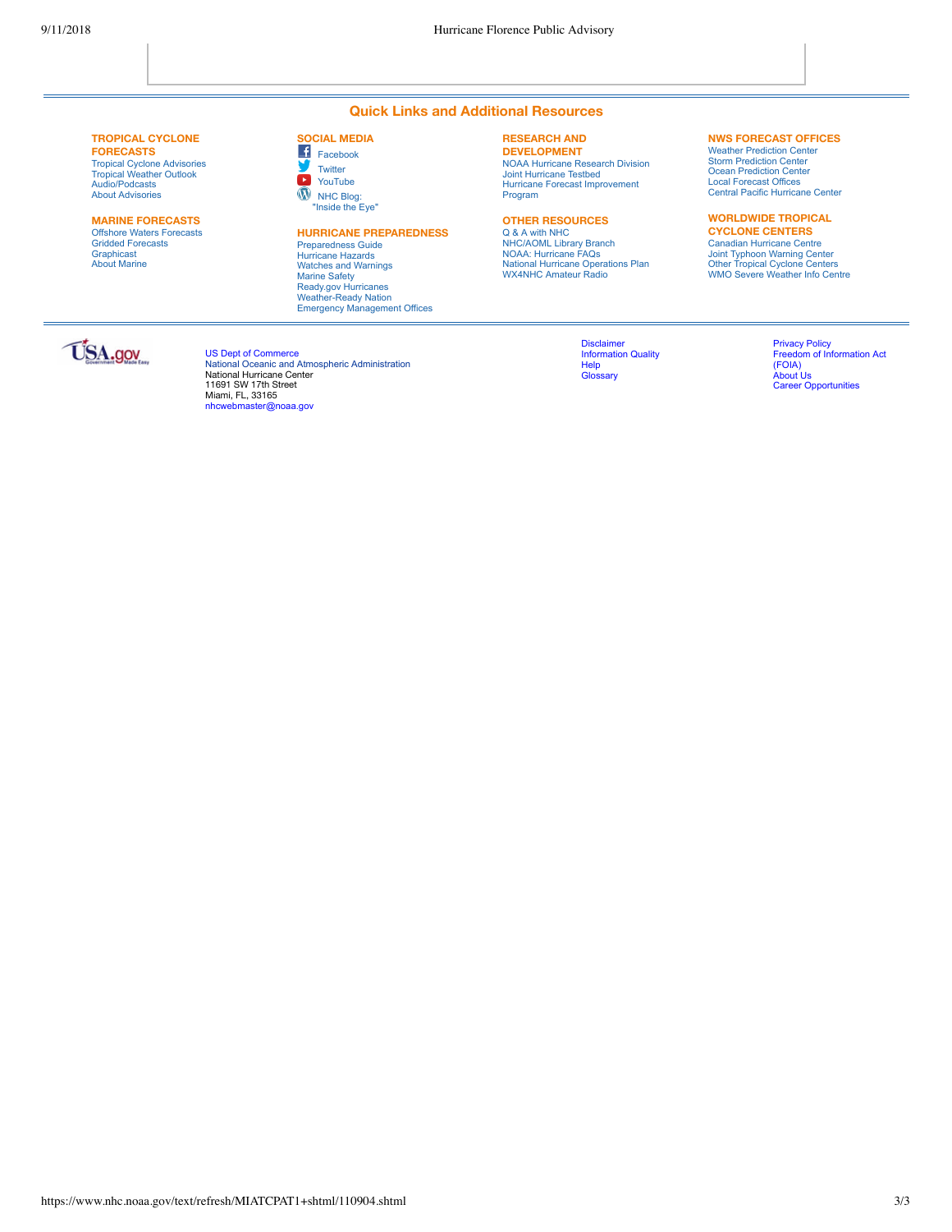## Quick Links and Additional Resources

**TROPICAL CYCLONE FORECASTS**
Tropical Cyclone Advisories
Tropical Weather Outlook
Audio/Podcasts
About Advisories

**MARINE FORECASTS**
Offshore Waters Forecasts
Gridded Forecasts
Graphicast
About Marine

**SOCIAL MEDIA**
Facebook
Twitter
YouTube
NHC Blog: "Inside the Eye"

**HURRICANE PREPAREDNESS**
Preparedness Guide
Hurricane Hazards
Watches and Warnings
Marine Safety
Ready.gov Hurricanes
Weather-Ready Nation
Emergency Management Offices

**RESEARCH AND DEVELOPMENT**
NOAA Hurricane Research Division
Joint Hurricane Testbed
Hurricane Forecast Improvement Program

**OTHER RESOURCES**
Q & A with NHC
NHC/AOML Library Branch
NOAA: Hurricane FAQs
National Hurricane Operations Plan
WX4NHC Amateur Radio

**NWS FORECAST OFFICES**
Weather Prediction Center
Storm Prediction Center
Ocean Prediction Center
Local Forecast Offices
Central Pacific Hurricane Center

**WORLDWIDE TROPICAL CYCLONE CENTERS**
Canadian Hurricane Centre
Joint Typhoon Warning Center
Other Tropical Cyclone Centers
WMO Severe Weather Info Centre

US Dept of Commerce
National Oceanic and Atmospheric Administration
National Hurricane Center
11691 SW 17th Street
Miami, FL, 33165
nhcwebmaster@noaa.gov

Disclaimer
Information Quality
Help
Glossary

Privacy Policy
Freedom of Information Act (FOIA)
About Us
Career Opportunities